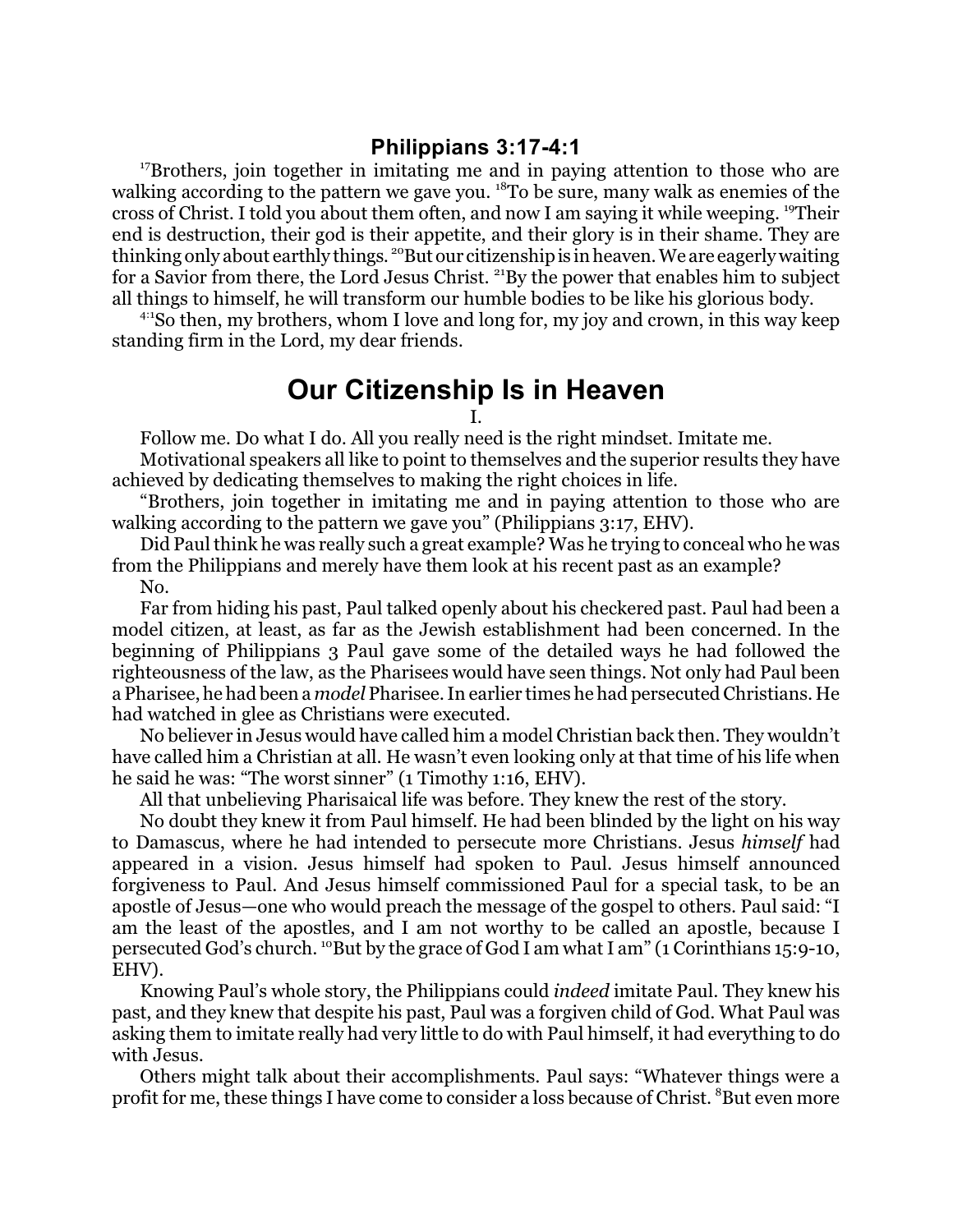## Philippians 3:17-4:1

[17]Brothers, join together in imitating me and in paying attention to those who are walking according to the pattern we gave you. [18]To be sure, many walk as enemies of the cross of Christ. I told you about them often, and now I am saying it while weeping. [19]Their end is destruction, their god is their appetite, and their glory is in their shame. They are thinking only about earthly things. [20]But our citizenship is in heaven. We are eagerly waiting for a Savior from there, the Lord Jesus Christ. [21]By the power that enables him to subject all things to himself, he will transform our humble bodies to be like his glorious body.

[4:1]So then, my brothers, whom I love and long for, my joy and crown, in this way keep standing firm in the Lord, my dear friends.

# Our Citizenship Is in Heaven

I.

Follow me. Do what I do. All you really need is the right mindset. Imitate me.

Motivational speakers all like to point to themselves and the superior results they have achieved by dedicating themselves to making the right choices in life.

"Brothers, join together in imitating me and in paying attention to those who are walking according to the pattern we gave you" (Philippians 3:17, EHV).

Did Paul think he was really such a great example? Was he trying to conceal who he was from the Philippians and merely have them look at his recent past as an example?

No.

Far from hiding his past, Paul talked openly about his checkered past. Paul had been a model citizen, at least, as far as the Jewish establishment had been concerned. In the beginning of Philippians 3 Paul gave some of the detailed ways he had followed the righteousness of the law, as the Pharisees would have seen things. Not only had Paul been a Pharisee, he had been a *model* Pharisee. In earlier times he had persecuted Christians. He had watched in glee as Christians were executed.

No believer in Jesus would have called him a model Christian back then. They wouldn't have called him a Christian at all. He wasn't even looking only at that time of his life when he said he was: "The worst sinner" (1 Timothy 1:16, EHV).

All that unbelieving Pharisaical life was before. They knew the rest of the story.

No doubt they knew it from Paul himself. He had been blinded by the light on his way to Damascus, where he had intended to persecute more Christians. Jesus *himself* had appeared in a vision. Jesus himself had spoken to Paul. Jesus himself announced forgiveness to Paul. And Jesus himself commissioned Paul for a special task, to be an apostle of Jesus—one who would preach the message of the gospel to others. Paul said: "I am the least of the apostles, and I am not worthy to be called an apostle, because I persecuted God's church. [10]But by the grace of God I am what I am" (1 Corinthians 15:9-10, EHV).

Knowing Paul's whole story, the Philippians could *indeed* imitate Paul. They knew his past, and they knew that despite his past, Paul was a forgiven child of God. What Paul was asking them to imitate really had very little to do with Paul himself, it had everything to do with Jesus.

Others might talk about their accomplishments. Paul says: "Whatever things were a profit for me, these things I have come to consider a loss because of Christ. [8]But even more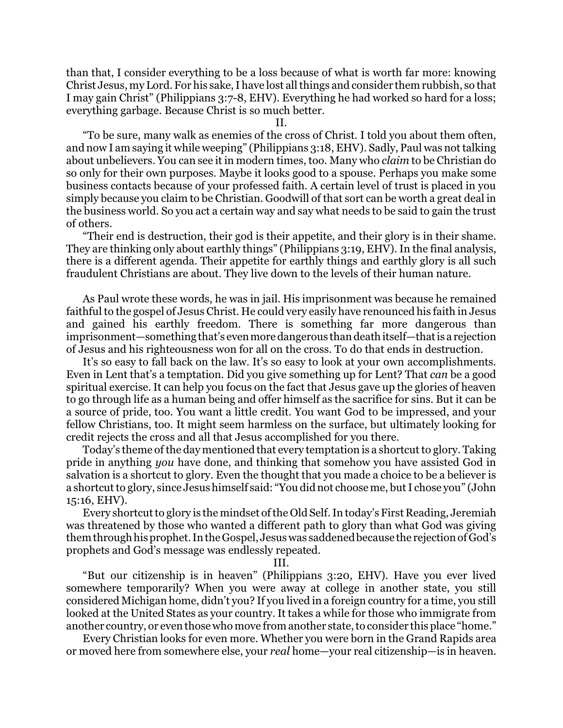than that, I consider everything to be a loss because of what is worth far more: knowing Christ Jesus, my Lord. For his sake, I have lost all things and consider them rubbish, so that I may gain Christ" (Philippians 3:7-8, EHV). Everything he had worked so hard for a loss; everything garbage. Because Christ is so much better.

II.

"To be sure, many walk as enemies of the cross of Christ. I told you about them often, and now I am saying it while weeping" (Philippians 3:18, EHV). Sadly, Paul was not talking about unbelievers. You can see it in modern times, too. Many who *claim* to be Christian do so only for their own purposes. Maybe it looks good to a spouse. Perhaps you make some business contacts because of your professed faith. A certain level of trust is placed in you simply because you claim to be Christian. Goodwill of that sort can be worth a great deal in the business world. So you act a certain way and say what needs to be said to gain the trust of others.

"Their end is destruction, their god is their appetite, and their glory is in their shame. They are thinking only about earthly things" (Philippians 3:19, EHV). In the final analysis, there is a different agenda. Their appetite for earthly things and earthly glory is all such fraudulent Christians are about. They live down to the levels of their human nature.

As Paul wrote these words, he was in jail. His imprisonment was because he remained faithful to the gospel of Jesus Christ. He could very easily have renounced his faith in Jesus and gained his earthly freedom. There is something far more dangerous than imprisonment—something that's even more dangerous than death itself—that is a rejection of Jesus and his righteousness won for all on the cross. To do that ends in destruction.

It's so easy to fall back on the law. It's so easy to look at your own accomplishments. Even in Lent that's a temptation. Did you give something up for Lent? That *can* be a good spiritual exercise. It can help you focus on the fact that Jesus gave up the glories of heaven to go through life as a human being and offer himself as the sacrifice for sins. But it can be a source of pride, too. You want a little credit. You want God to be impressed, and your fellow Christians, too. It might seem harmless on the surface, but ultimately looking for credit rejects the cross and all that Jesus accomplished for you there.

Today's theme of the day mentioned that every temptation is a shortcut to glory. Taking pride in anything *you* have done, and thinking that somehow you have assisted God in salvation is a shortcut to glory. Even the thought that you made a choice to be a believer is a shortcut to glory, since Jesus himself said: "You did not choose me, but I chose you" (John 15:16, EHV).

Every shortcut to glory is the mindset of the Old Self. In today's First Reading, Jeremiah was threatened by those who wanted a different path to glory than what God was giving them through his prophet. In the Gospel, Jesus was saddened because the rejection of God's prophets and God's message was endlessly repeated.

III.

"But our citizenship is in heaven" (Philippians 3:20, EHV). Have you ever lived somewhere temporarily? When you were away at college in another state, you still considered Michigan home, didn't you? If you lived in a foreign country for a time, you still looked at the United States as your country. It takes a while for those who immigrate from another country, or even those who move from another state, to consider this place "home."

Every Christian looks for even more. Whether you were born in the Grand Rapids area or moved here from somewhere else, your *real* home—your real citizenship—is in heaven.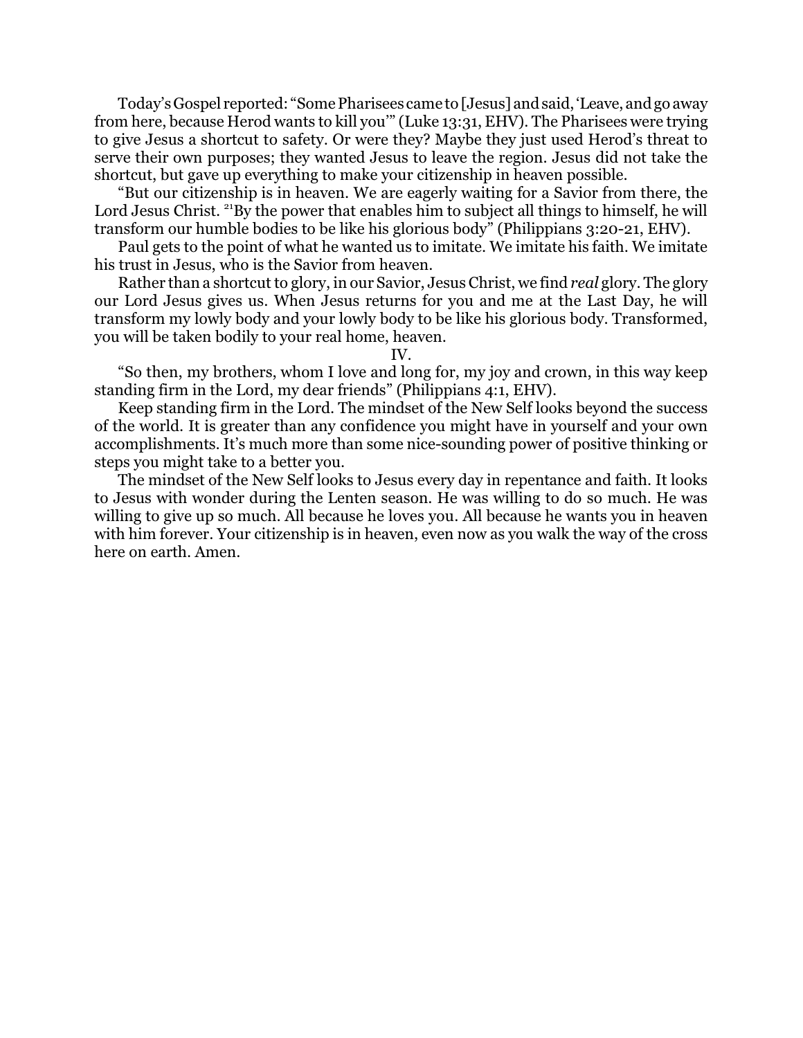Today's Gospel reported: "Some Pharisees came to [Jesus] and said, 'Leave, and go away from here, because Herod wants to kill you'" (Luke 13:31, EHV). The Pharisees were trying to give Jesus a shortcut to safety. Or were they? Maybe they just used Herod's threat to serve their own purposes; they wanted Jesus to leave the region. Jesus did not take the shortcut, but gave up everything to make your citizenship in heaven possible.

"But our citizenship is in heaven. We are eagerly waiting for a Savior from there, the Lord Jesus Christ. [21]By the power that enables him to subject all things to himself, he will transform our humble bodies to be like his glorious body" (Philippians 3:20-21, EHV).

Paul gets to the point of what he wanted us to imitate. We imitate his faith. We imitate his trust in Jesus, who is the Savior from heaven.

Rather than a shortcut to glory, in our Savior, Jesus Christ, we find *real* glory. The glory our Lord Jesus gives us. When Jesus returns for you and me at the Last Day, he will transform my lowly body and your lowly body to be like his glorious body. Transformed, you will be taken bodily to your real home, heaven.

IV.

"So then, my brothers, whom I love and long for, my joy and crown, in this way keep standing firm in the Lord, my dear friends" (Philippians 4:1, EHV).

Keep standing firm in the Lord. The mindset of the New Self looks beyond the success of the world. It is greater than any confidence you might have in yourself and your own accomplishments. It's much more than some nice-sounding power of positive thinking or steps you might take to a better you.

The mindset of the New Self looks to Jesus every day in repentance and faith. It looks to Jesus with wonder during the Lenten season. He was willing to do so much. He was willing to give up so much. All because he loves you. All because he wants you in heaven with him forever. Your citizenship is in heaven, even now as you walk the way of the cross here on earth. Amen.